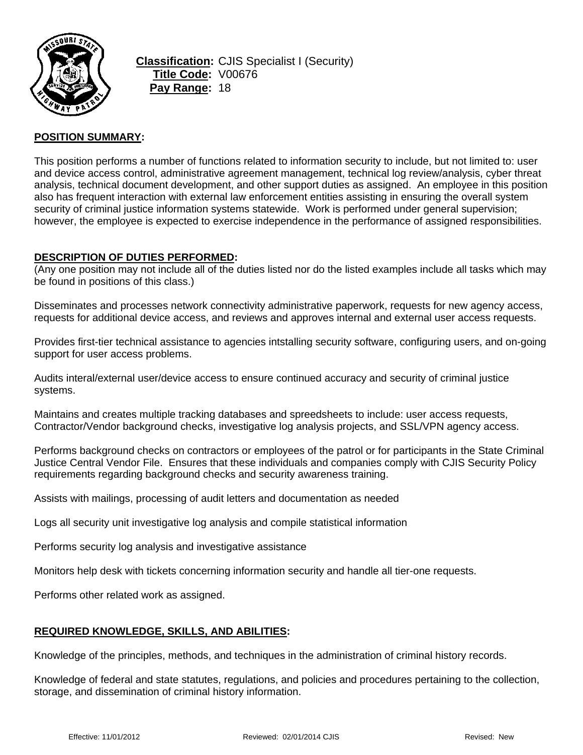**Classification:** CJIS Specialist I (Security)
**Title Code:** V00676
**Pay Range:** 18

## POSITION SUMMARY:

This position performs a number of functions related to information security to include, but not limited to: user and device access control, administrative agreement management, technical log review/analysis, cyber threat analysis, technical document development, and other support duties as assigned. An employee in this position also has frequent interaction with external law enforcement entities assisting in ensuring the overall system security of criminal justice information systems statewide. Work is performed under general supervision; however, the employee is expected to exercise independence in the performance of assigned responsibilities.

## DESCRIPTION OF DUTIES PERFORMED:

(Any one position may not include all of the duties listed nor do the listed examples include all tasks which may be found in positions of this class.)

Disseminates and processes network connectivity administrative paperwork, requests for new agency access, requests for additional device access, and reviews and approves internal and external user access requests.

Provides first-tier technical assistance to agencies intstalling security software, configuring users, and on-going support for user access problems.

Audits interal/external user/device access to ensure continued accuracy and security of criminal justice systems.

Maintains and creates multiple tracking databases and spreedsheets to include: user access requests, Contractor/Vendor background checks, investigative log analysis projects, and SSL/VPN agency access.

Performs background checks on contractors or employees of the patrol or for participants in the State Criminal Justice Central Vendor File. Ensures that these individuals and companies comply with CJIS Security Policy requirements regarding background checks and security awareness training.

Assists with mailings, processing of audit letters and documentation as needed

Logs all security unit investigative log analysis and compile statistical information

Performs security log analysis and investigative assistance

Monitors help desk with tickets concerning information security and handle all tier-one requests.

Performs other related work as assigned.

## REQUIRED KNOWLEDGE, SKILLS, AND ABILITIES:

Knowledge of the principles, methods, and techniques in the administration of criminal history records.

Knowledge of federal and state statutes, regulations, and policies and procedures pertaining to the collection, storage, and dissemination of criminal history information.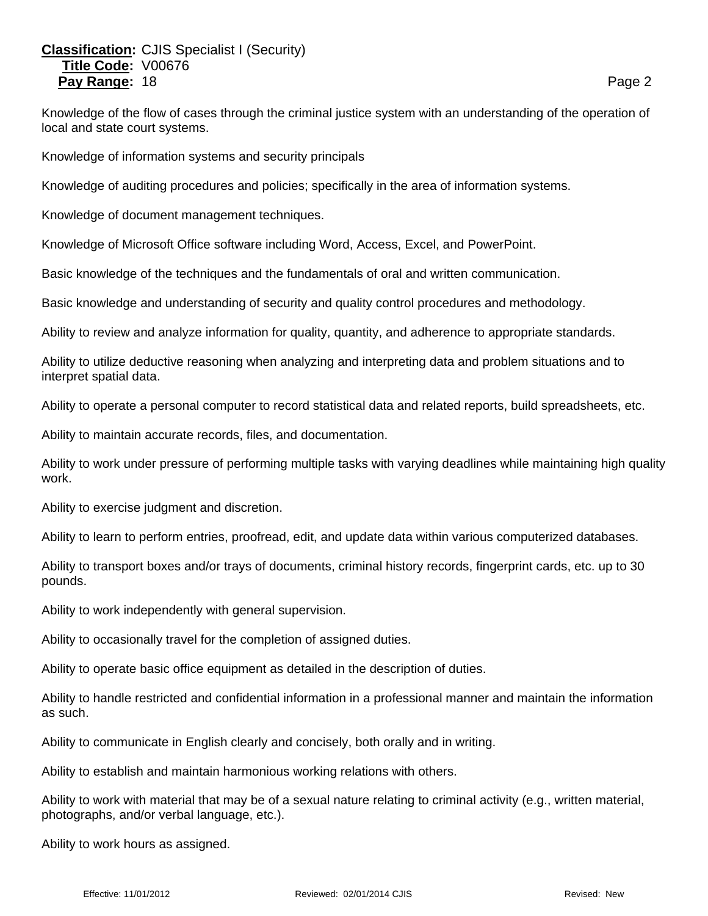Knowledge of the flow of cases through the criminal justice system with an understanding of the operation of local and state court systems.

Knowledge of information systems and security principals

Knowledge of auditing procedures and policies; specifically in the area of information systems.

Knowledge of document management techniques.

Knowledge of Microsoft Office software including Word, Access, Excel, and PowerPoint.

Basic knowledge of the techniques and the fundamentals of oral and written communication.

Basic knowledge and understanding of security and quality control procedures and methodology.

Ability to review and analyze information for quality, quantity, and adherence to appropriate standards.

Ability to utilize deductive reasoning when analyzing and interpreting data and problem situations and to interpret spatial data.

Ability to operate a personal computer to record statistical data and related reports, build spreadsheets, etc.

Ability to maintain accurate records, files, and documentation.

Ability to work under pressure of performing multiple tasks with varying deadlines while maintaining high quality work.

Ability to exercise judgment and discretion.

Ability to learn to perform entries, proofread, edit, and update data within various computerized databases.

Ability to transport boxes and/or trays of documents, criminal history records, fingerprint cards, etc. up to 30 pounds.

Ability to work independently with general supervision.

Ability to occasionally travel for the completion of assigned duties.

Ability to operate basic office equipment as detailed in the description of duties.

Ability to handle restricted and confidential information in a professional manner and maintain the information as such.

Ability to communicate in English clearly and concisely, both orally and in writing.

Ability to establish and maintain harmonious working relations with others.

Ability to work with material that may be of a sexual nature relating to criminal activity (e.g., written material, photographs, and/or verbal language, etc.).

Ability to work hours as assigned.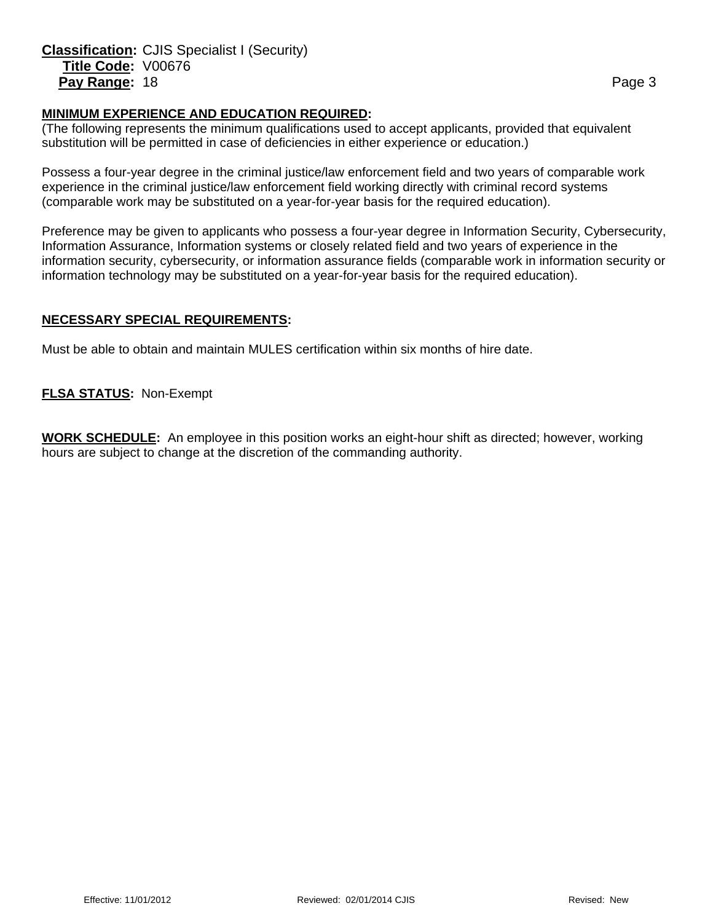**Classification:** CJIS Specialist I (Security)
**Title Code:** V00676
**Pay Range:** 18

**MINIMUM EXPERIENCE AND EDUCATION REQUIRED:**
(The following represents the minimum qualifications used to accept applicants, provided that equivalent substitution will be permitted in case of deficiencies in either experience or education.)

Possess a four-year degree in the criminal justice/law enforcement field and two years of comparable work experience in the criminal justice/law enforcement field working directly with criminal record systems (comparable work may be substituted on a year-for-year basis for the required education).

Preference may be given to applicants who possess a four-year degree in Information Security, Cybersecurity, Information Assurance, Information systems or closely related field and two years of experience in the information security, cybersecurity, or information assurance fields (comparable work in information security or information technology may be substituted on a year-for-year basis for the required education).

**NECESSARY SPECIAL REQUIREMENTS:**

Must be able to obtain and maintain MULES certification within six months of hire date.

**FLSA STATUS:** Non-Exempt

**WORK SCHEDULE:** An employee in this position works an eight-hour shift as directed; however, working hours are subject to change at the discretion of the commanding authority.

Effective: 11/01/2012 Reviewed: 02/01/2014 CJIS Revised: New